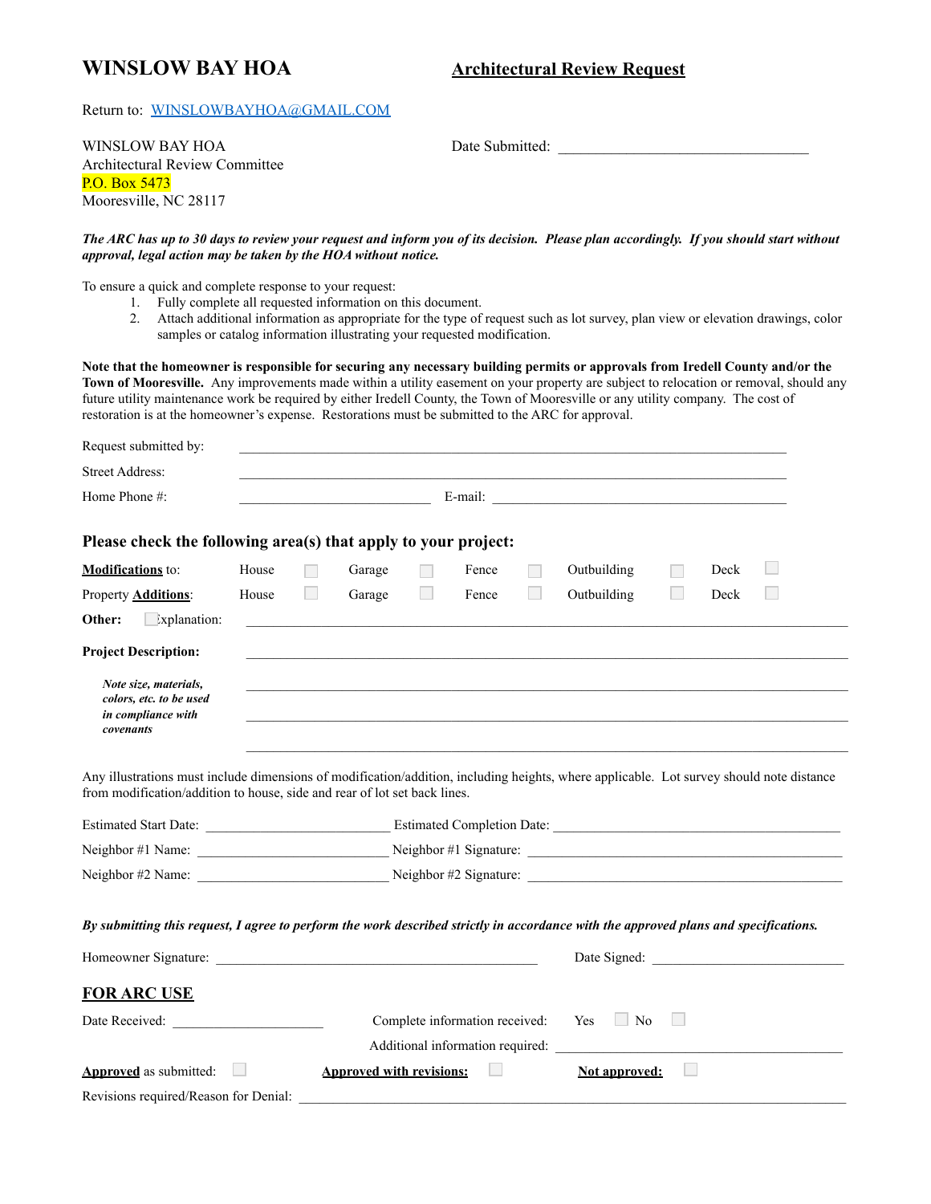# WINSLOW BAY HOA

## Architectural Review Request

Return to: WINSLOWBAYHOA@GMAIL.COM

WINSLOW BAY HOA
Architectural Review Committee
P.O. Box 5473
Mooresville, NC 28117

Date Submitted: ________________________________

***The ARC has up to 30 days to review your request and inform you of its decision. Please plan accordingly. If you should start without approval, legal action may be taken by the HOA without notice.***

To ensure a quick and complete response to your request:

1. Fully complete all requested information on this document.
2. Attach additional information as appropriate for the type of request such as lot survey, plan view or elevation drawings, color samples or catalog information illustrating your requested modification.

**Note that the homeowner is responsible for securing any necessary building permits or approvals from Iredell County and/or the Town of Mooresville.** Any improvements made within a utility easement on your property are subject to relocation or removal, should any future utility maintenance work be required by either Iredell County, the Town of Mooresville or any utility company. The cost of restoration is at the homeowner's expense. Restorations must be submitted to the ARC for approval.

Request submitted by: ________________________________________________

Street Address: ________________________________________________

Home Phone #: ____________________ E-mail: ________________________________

### Please check the following area(s) that apply to your project:

| | | | | | | | | | | |
|---|---|---|---|---|---|---|---|---|---|---|
| **Modifications** to: | House | ☐ | Garage | ☐ | Fence | ☐ | Outbuilding | ☐ | Deck | ☐ |
| Property **Additions**: | House | ☐ | Garage | ☐ | Fence | ☐ | Outbuilding | ☐ | Deck | ☐ |

**Other:** ☐ Explanation: ________________________________________________

**Project Description:** ________________________________________________

***Note size, materials, colors, etc. to be used in compliance with covenants*** ________________________________________________

________________________________________________

________________________________________________

Any illustrations must include dimensions of modification/addition, including heights, where applicable. Lot survey should note distance from modification/addition to house, side and rear of lot set back lines.

Estimated Start Date: ____________________ Estimated Completion Date: ____________________

Neighbor #1 Name: ____________________ Neighbor #1 Signature: ____________________

Neighbor #2 Name: ____________________ Neighbor #2 Signature: ____________________

***By submitting this request, I agree to perform the work described strictly in accordance with the approved plans and specifications.***

Homeowner Signature: ________________________________ Date Signed: ____________________

## FOR ARC USE

Date Received: ____________________ Complete information received: Yes ☐ No ☐

Additional information required: ________________________________

**Approved** as submitted: ☐ **Approved with revisions:** ☐ **Not approved:** ☐

Revisions required/Reason for Denial: ________________________________________________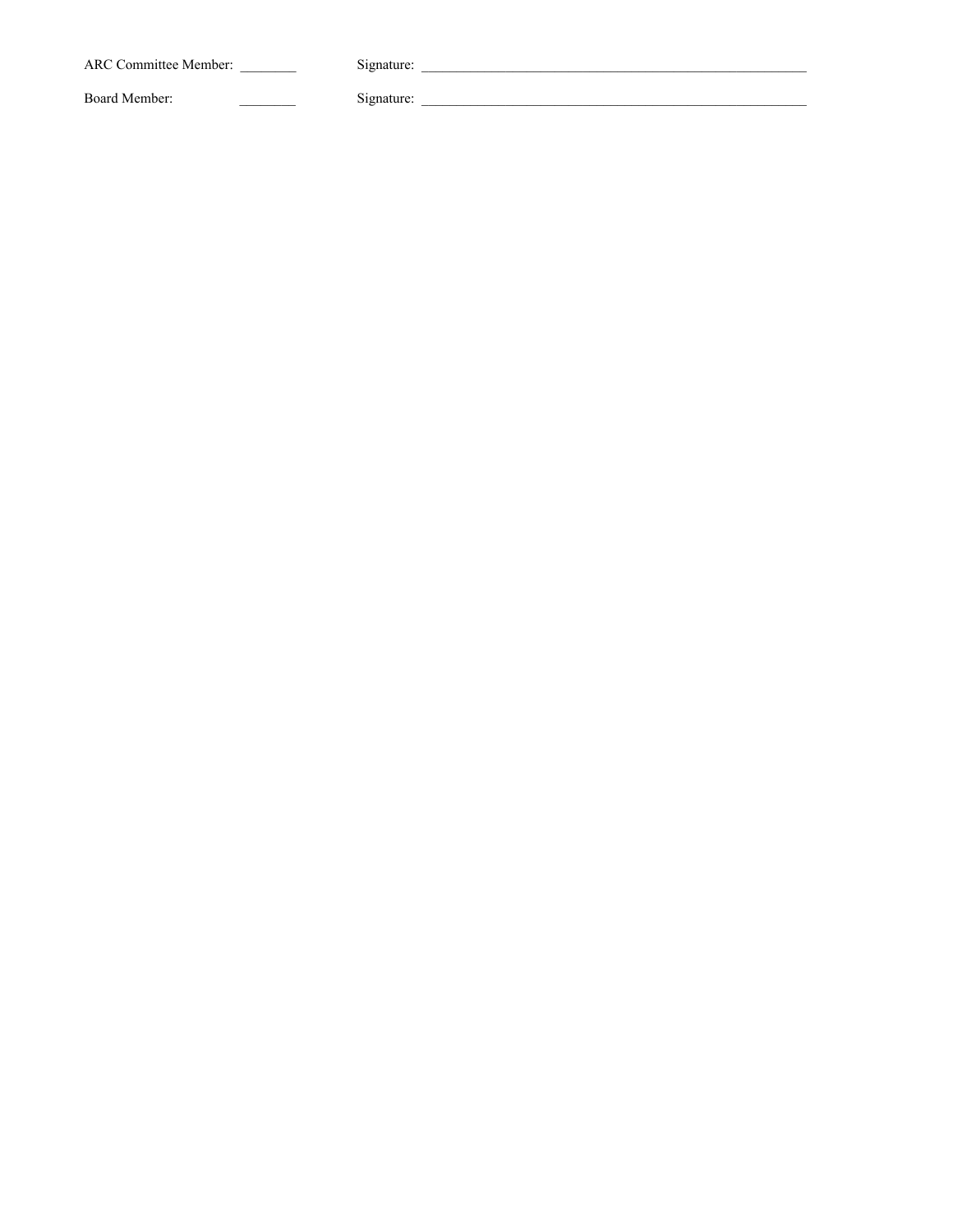ARC Committee Member: ________ Signature: ______________________________________________________

Board Member: ________ Signature: ______________________________________________________